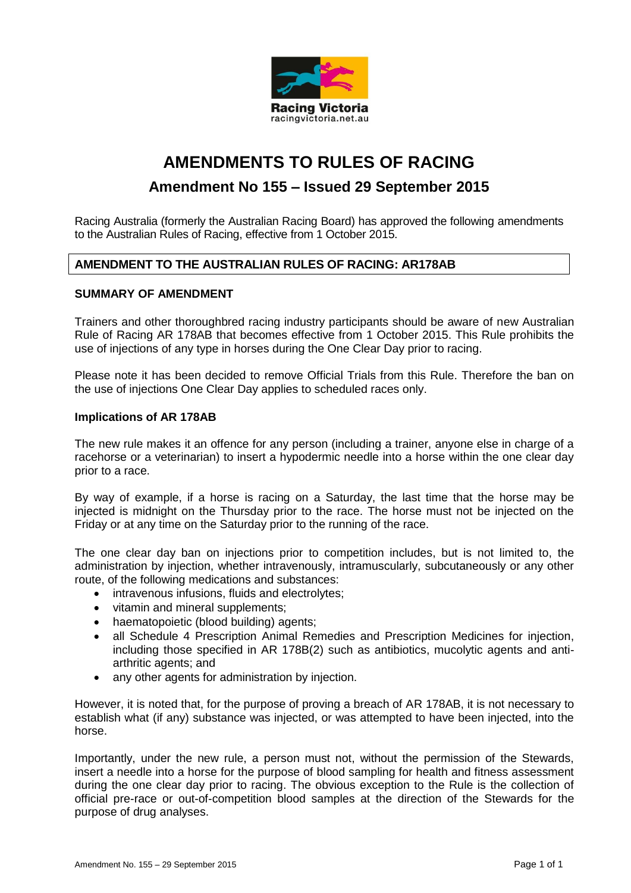Racing Victoria
racingvictoria.net.au

# AMENDMENTS TO RULES OF RACING

## Amendment No 155 – Issued 29 September 2015

Racing Australia (formerly the Australian Racing Board) has approved the following amendments to the Australian Rules of Racing, effective from 1 October 2015.

### AMENDMENT TO THE AUSTRALIAN RULES OF RACING: AR178AB

**SUMMARY OF AMENDMENT**

Trainers and other thoroughbred racing industry participants should be aware of new Australian Rule of Racing AR 178AB that becomes effective from 1 October 2015. This Rule prohibits the use of injections of any type in horses during the One Clear Day prior to racing.

Please note it has been decided to remove Official Trials from this Rule. Therefore the ban on the use of injections One Clear Day applies to scheduled races only.

**Implications of AR 178AB**

The new rule makes it an offence for any person (including a trainer, anyone else in charge of a racehorse or a veterinarian) to insert a hypodermic needle into a horse within the one clear day prior to a race.

By way of example, if a horse is racing on a Saturday, the last time that the horse may be injected is midnight on the Thursday prior to the race. The horse must not be injected on the Friday or at any time on the Saturday prior to the running of the race.

The one clear day ban on injections prior to competition includes, but is not limited to, the administration by injection, whether intravenously, intramuscularly, subcutaneously or any other route, of the following medications and substances:

- intravenous infusions, fluids and electrolytes;
- vitamin and mineral supplements;
- haematopoietic (blood building) agents;
- all Schedule 4 Prescription Animal Remedies and Prescription Medicines for injection, including those specified in AR 178B(2) such as antibiotics, mucolytic agents and anti-arthritic agents; and
- any other agents for administration by injection.

However, it is noted that, for the purpose of proving a breach of AR 178AB, it is not necessary to establish what (if any) substance was injected, or was attempted to have been injected, into the horse.

Importantly, under the new rule, a person must not, without the permission of the Stewards, insert a needle into a horse for the purpose of blood sampling for health and fitness assessment during the one clear day prior to racing. The obvious exception to the Rule is the collection of official pre-race or out-of-competition blood samples at the direction of the Stewards for the purpose of drug analyses.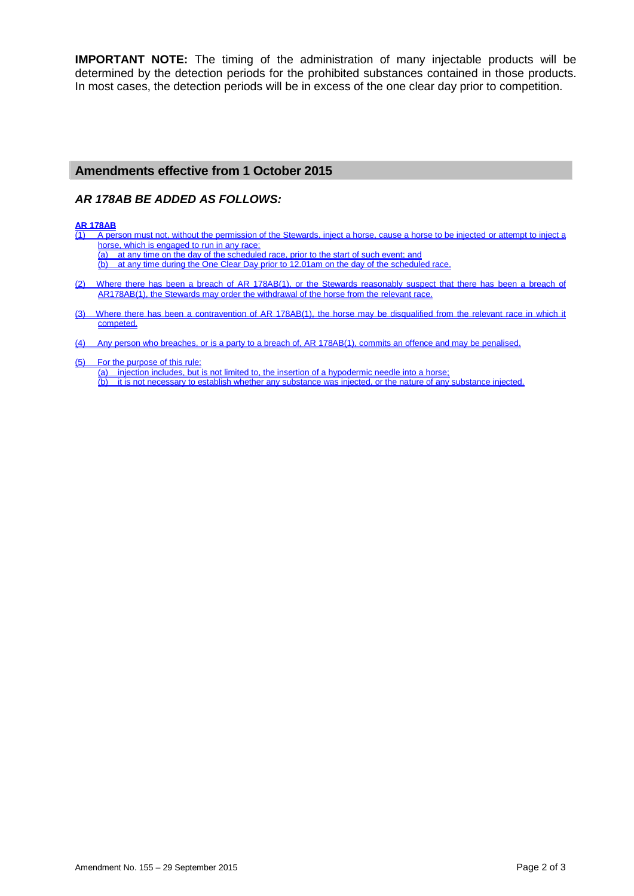**IMPORTANT NOTE:** The timing of the administration of many injectable products will be determined by the detection periods for the prohibited substances contained in those products. In most cases, the detection periods will be in excess of the one clear day prior to competition.

## Amendments effective from 1 October 2015

### *AR 178AB BE ADDED AS FOLLOWS:*

**AR 178AB**

(1) A person must not, without the permission of the Stewards, inject a horse, cause a horse to be injected or attempt to inject a horse, which is engaged to run in any race:

- (a) at any time on the day of the scheduled race, prior to the start of such event; and
- (b) at any time during the One Clear Day prior to 12.01am on the day of the scheduled race.

(2) Where there has been a breach of AR 178AB(1), or the Stewards reasonably suspect that there has been a breach of AR178AB(1), the Stewards may order the withdrawal of the horse from the relevant race.

(3) Where there has been a contravention of AR 178AB(1), the horse may be disqualified from the relevant race in which it competed.

(4) Any person who breaches, or is a party to a breach of, AR 178AB(1), commits an offence and may be penalised.

(5) For the purpose of this rule:

- (a) injection includes, but is not limited to, the insertion of a hypodermic needle into a horse;
- (b) it is not necessary to establish whether any substance was injected, or the nature of any substance injected.

Amendment No. 155 – 29 September 2015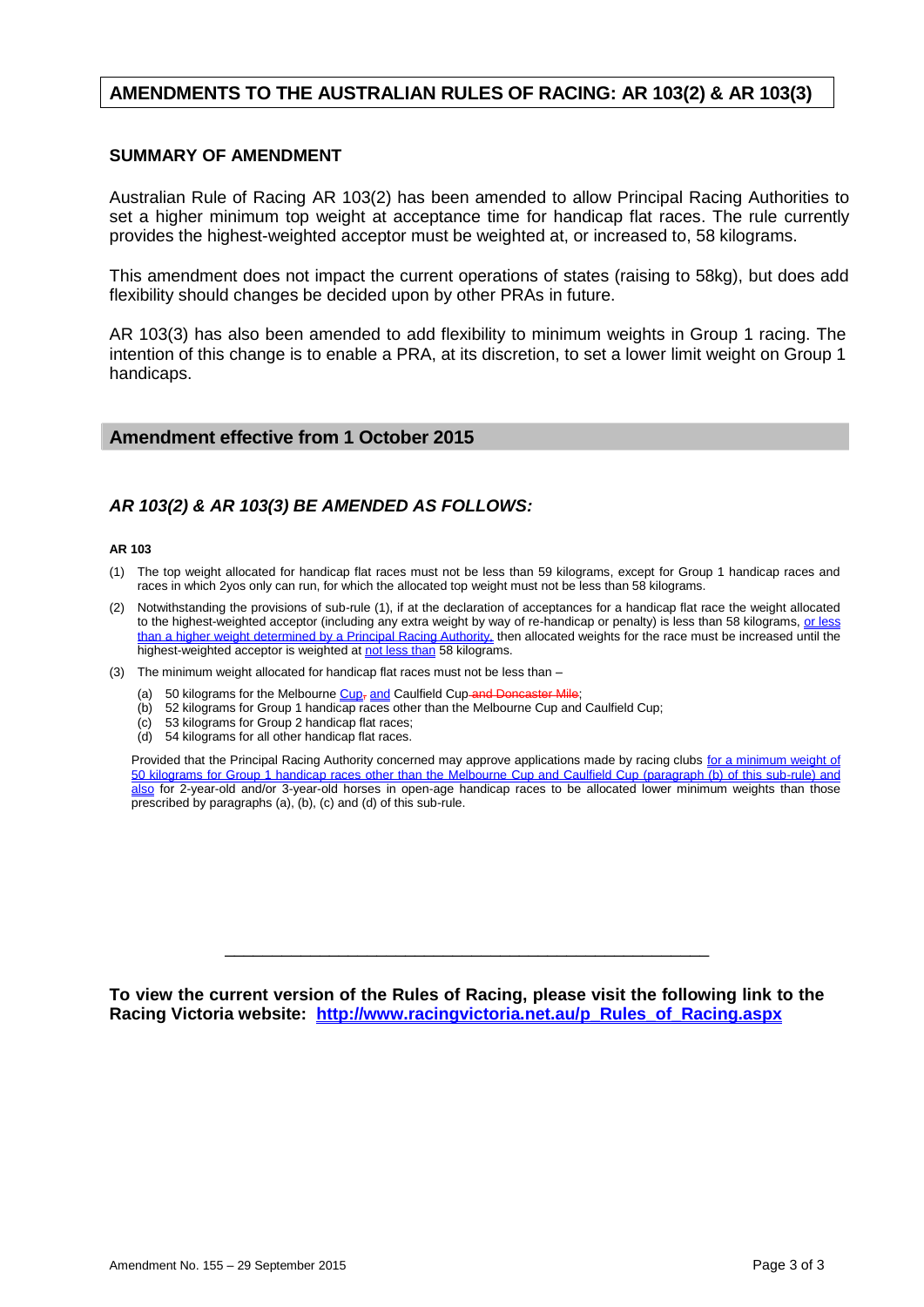## AMENDMENTS TO THE AUSTRALIAN RULES OF RACING: AR 103(2) & AR 103(3)

### SUMMARY OF AMENDMENT

Australian Rule of Racing AR 103(2) has been amended to allow Principal Racing Authorities to set a higher minimum top weight at acceptance time for handicap flat races. The rule currently provides the highest-weighted acceptor must be weighted at, or increased to, 58 kilograms.

This amendment does not impact the current operations of states (raising to 58kg), but does add flexibility should changes be decided upon by other PRAs in future.

AR 103(3) has also been amended to add flexibility to minimum weights in Group 1 racing. The intention of this change is to enable a PRA, at its discretion, to set a lower limit weight on Group 1 handicaps.

### Amendment effective from 1 October 2015

### *AR 103(2) & AR 103(3) BE AMENDED AS FOLLOWS:*

**AR 103**

(1) The top weight allocated for handicap flat races must not be less than 59 kilograms, except for Group 1 handicap races and races in which 2yos only can run, for which the allocated top weight must not be less than 58 kilograms.

(2) Notwithstanding the provisions of sub-rule (1), if at the declaration of acceptances for a handicap flat race the weight allocated to the highest-weighted acceptor (including any extra weight by way of re-handicap or penalty) is less than 58 kilograms, or less than a higher weight determined by a Principal Racing Authority, then allocated weights for the race must be increased until the highest-weighted acceptor is weighted at not less than 58 kilograms.

(3) The minimum weight allocated for handicap flat races must not be less than –

(a) 50 kilograms for the Melbourne Cup, and Caulfield Cup ~~and Doncaster Mile~~;
(b) 52 kilograms for Group 1 handicap races other than the Melbourne Cup and Caulfield Cup;
(c) 53 kilograms for Group 2 handicap flat races;
(d) 54 kilograms for all other handicap flat races.

Provided that the Principal Racing Authority concerned may approve applications made by racing clubs for a minimum weight of 50 kilograms for Group 1 handicap races other than the Melbourne Cup and Caulfield Cup (paragraph (b) of this sub-rule) and also for 2-year-old and/or 3-year-old horses in open-age handicap races to be allocated lower minimum weights than those prescribed by paragraphs (a), (b), (c) and (d) of this sub-rule.

---

**To view the current version of the Rules of Racing, please visit the following link to the Racing Victoria website: http://www.racingvictoria.net.au/p_Rules_of_Racing.aspx**

Amendment No. 155 – 29 September 2015